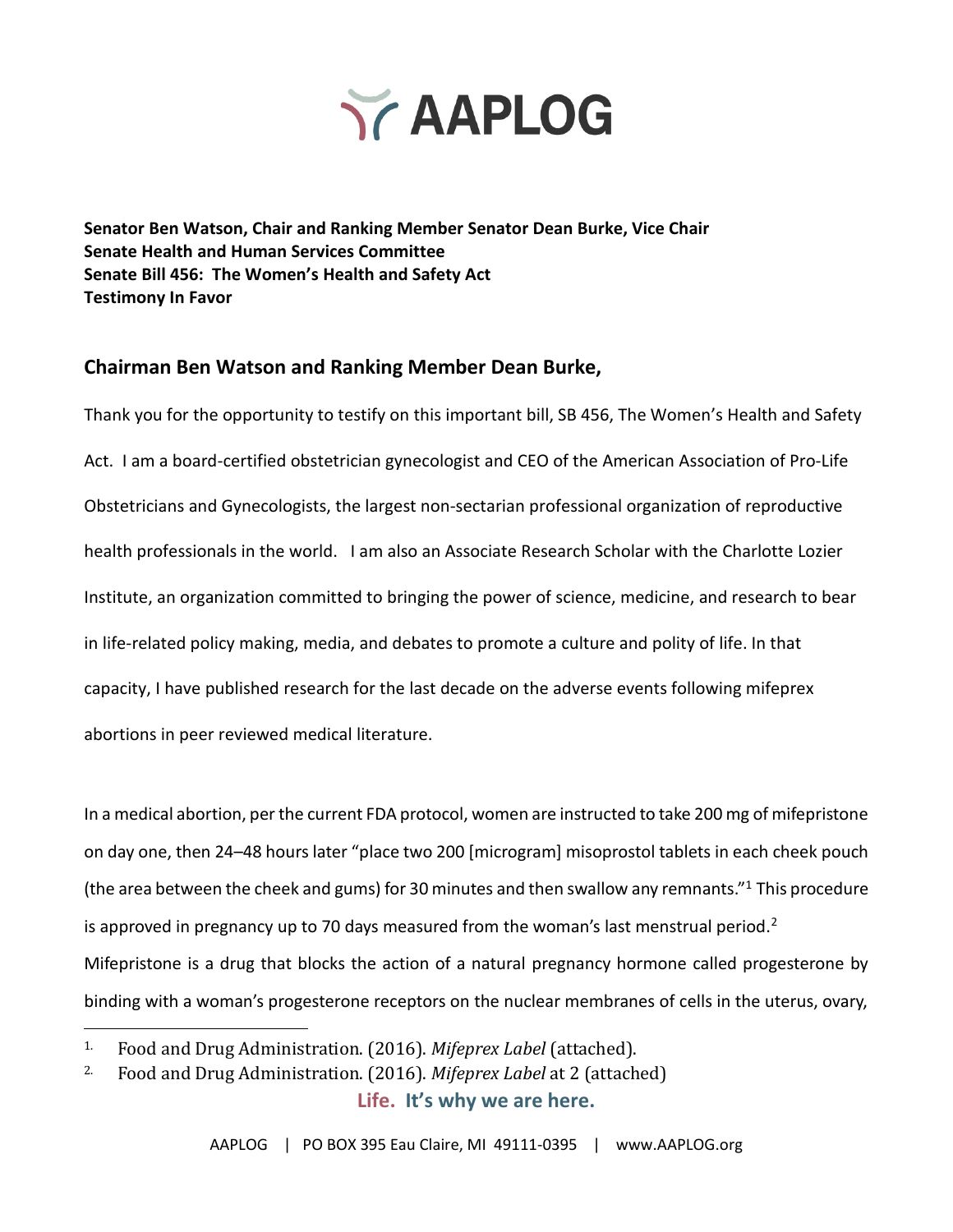# AAPLOG

**Senator Ben Watson, Chair and Ranking Member Senator Dean Burke, Vice Chair**
**Senate Health and Human Services Committee**
**Senate Bill 456: The Women's Health and Safety Act**
**Testimony In Favor**

## Chairman Ben Watson and Ranking Member Dean Burke,

Thank you for the opportunity to testify on this important bill, SB 456, The Women's Health and Safety Act. I am a board-certified obstetrician gynecologist and CEO of the American Association of Pro-Life Obstetricians and Gynecologists, the largest non-sectarian professional organization of reproductive health professionals in the world. I am also an Associate Research Scholar with the Charlotte Lozier Institute, an organization committed to bringing the power of science, medicine, and research to bear in life-related policy making, media, and debates to promote a culture and polity of life. In that capacity, I have published research for the last decade on the adverse events following mifeprex abortions in peer reviewed medical literature.

In a medical abortion, per the current FDA protocol, women are instructed to take 200 mg of mifepristone on day one, then 24–48 hours later "place two 200 [microgram] misoprostol tablets in each cheek pouch (the area between the cheek and gums) for 30 minutes and then swallow any remnants."[1] This procedure is approved in pregnancy up to 70 days measured from the woman's last menstrual period.[2] Mifepristone is a drug that blocks the action of a natural pregnancy hormone called progesterone by binding with a woman's progesterone receptors on the nuclear membranes of cells in the uterus, ovary,

1. Food and Drug Administration. (2016). *Mifeprex Label* (attached).
2. Food and Drug Administration. (2016). *Mifeprex Label* at 2 (attached)

**Life. It's why we are here.**

AAPLOG | PO BOX 395 Eau Claire, MI 49111-0395 | www.AAPLOG.org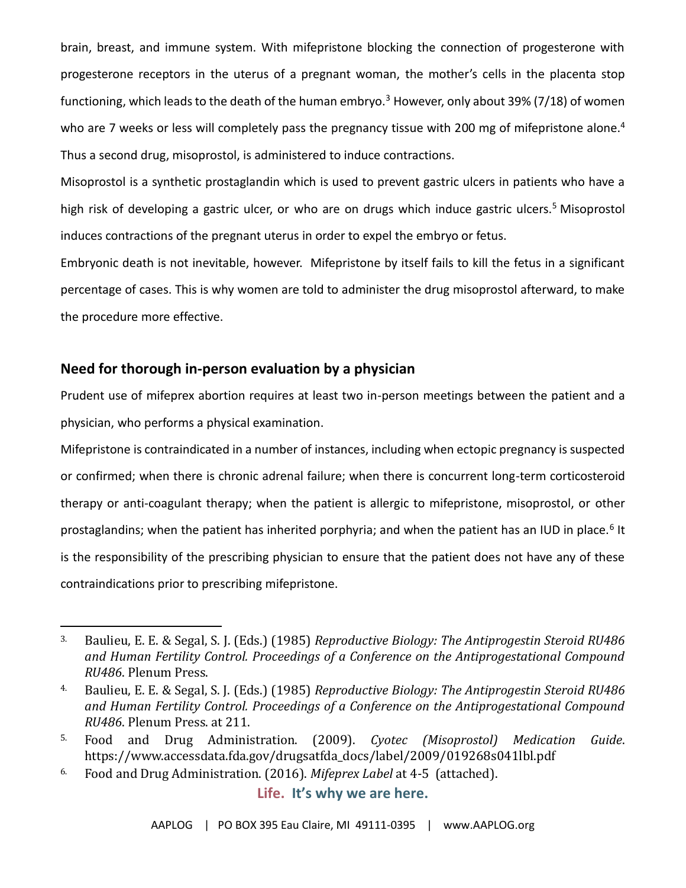brain, breast, and immune system. With mifepristone blocking the connection of progesterone with progesterone receptors in the uterus of a pregnant woman, the mother's cells in the placenta stop functioning, which leads to the death of the human embryo.[3] However, only about 39% (7/18) of women who are 7 weeks or less will completely pass the pregnancy tissue with 200 mg of mifepristone alone.[4] Thus a second drug, misoprostol, is administered to induce contractions.

Misoprostol is a synthetic prostaglandin which is used to prevent gastric ulcers in patients who have a high risk of developing a gastric ulcer, or who are on drugs which induce gastric ulcers.[5] Misoprostol induces contractions of the pregnant uterus in order to expel the embryo or fetus.

Embryonic death is not inevitable, however. Mifepristone by itself fails to kill the fetus in a significant percentage of cases. This is why women are told to administer the drug misoprostol afterward, to make the procedure more effective.

## Need for thorough in-person evaluation by a physician

Prudent use of mifeprex abortion requires at least two in-person meetings between the patient and a physician, who performs a physical examination.

Mifepristone is contraindicated in a number of instances, including when ectopic pregnancy is suspected or confirmed; when there is chronic adrenal failure; when there is concurrent long-term corticosteroid therapy or anti-coagulant therapy; when the patient is allergic to mifepristone, misoprostol, or other prostaglandins; when the patient has inherited porphyria; and when the patient has an IUD in place.[6] It is the responsibility of the prescribing physician to ensure that the patient does not have any of these contraindications prior to prescribing mifepristone.

---

3. Baulieu, E. E. & Segal, S. J. (Eds.) (1985) *Reproductive Biology: The Antiprogestin Steroid RU486 and Human Fertility Control. Proceedings of a Conference on the Antiprogestational Compound RU486*. Plenum Press.
4. Baulieu, E. E. & Segal, S. J. (Eds.) (1985) *Reproductive Biology: The Antiprogestin Steroid RU486 and Human Fertility Control. Proceedings of a Conference on the Antiprogestational Compound RU486*. Plenum Press. at 211.
5. Food and Drug Administration. (2009). *Cyotec (Misoprostol) Medication Guide*. https://www.accessdata.fda.gov/drugsatfda_docs/label/2009/019268s041lbl.pdf
6. Food and Drug Administration. (2016). *Mifeprex Label* at 4-5 (attached).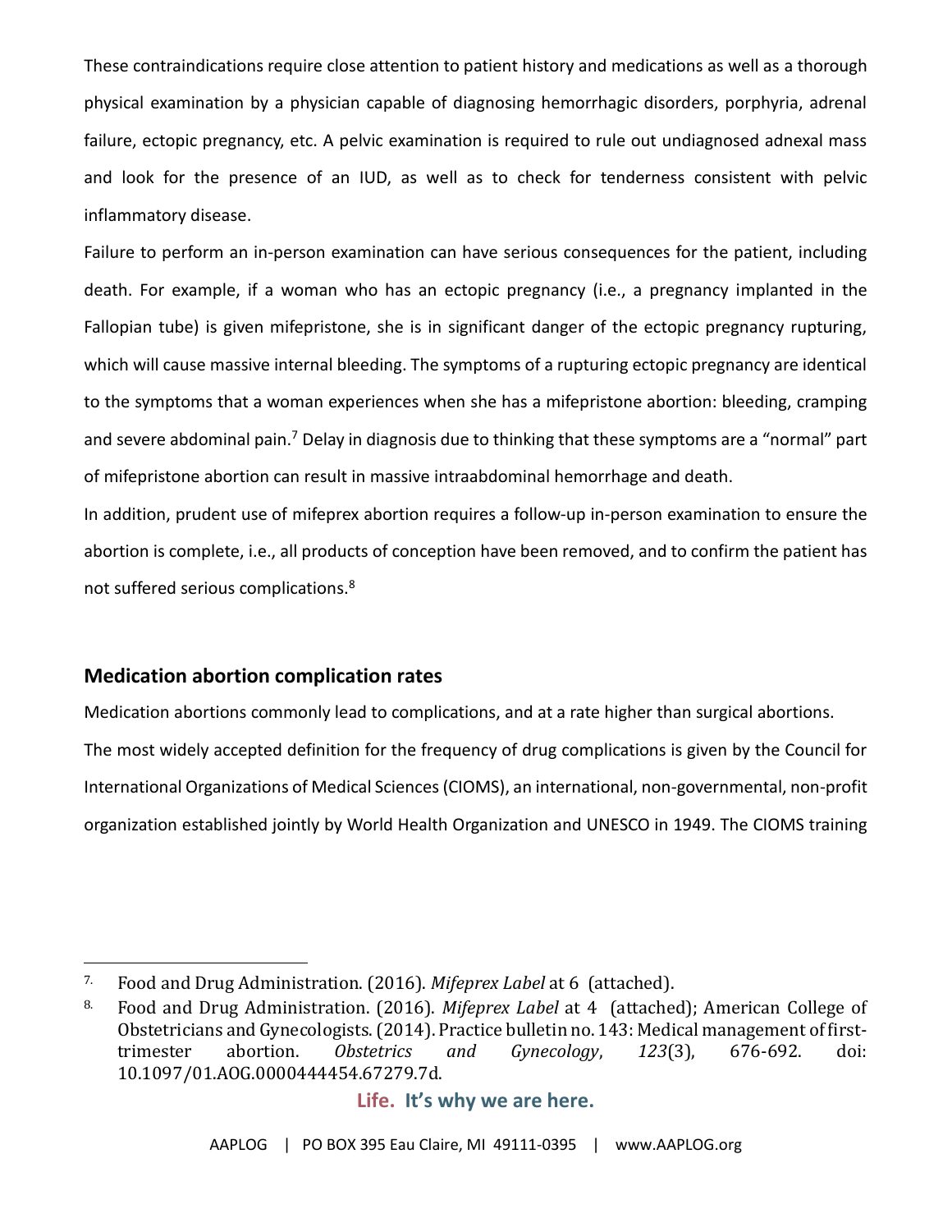These contraindications require close attention to patient history and medications as well as a thorough physical examination by a physician capable of diagnosing hemorrhagic disorders, porphyria, adrenal failure, ectopic pregnancy, etc. A pelvic examination is required to rule out undiagnosed adnexal mass and look for the presence of an IUD, as well as to check for tenderness consistent with pelvic inflammatory disease.

Failure to perform an in-person examination can have serious consequences for the patient, including death. For example, if a woman who has an ectopic pregnancy (i.e., a pregnancy implanted in the Fallopian tube) is given mifepristone, she is in significant danger of the ectopic pregnancy rupturing, which will cause massive internal bleeding. The symptoms of a rupturing ectopic pregnancy are identical to the symptoms that a woman experiences when she has a mifepristone abortion: bleeding, cramping and severe abdominal pain.[7] Delay in diagnosis due to thinking that these symptoms are a "normal" part of mifepristone abortion can result in massive intraabdominal hemorrhage and death.

In addition, prudent use of mifeprex abortion requires a follow-up in-person examination to ensure the abortion is complete, i.e., all products of conception have been removed, and to confirm the patient has not suffered serious complications.[8]

## Medication abortion complication rates

Medication abortions commonly lead to complications, and at a rate higher than surgical abortions.

The most widely accepted definition for the frequency of drug complications is given by the Council for International Organizations of Medical Sciences (CIOMS), an international, non-governmental, non-profit organization established jointly by World Health Organization and UNESCO in 1949. The CIOMS training

---

7. Food and Drug Administration. (2016). *Mifeprex Label* at 6 (attached).

8. Food and Drug Administration. (2016). *Mifeprex Label* at 4 (attached); American College of Obstetricians and Gynecologists. (2014). Practice bulletin no. 143: Medical management of first-trimester abortion. *Obstetrics and Gynecology*, *123*(3), 676-692. doi: 10.1097/01.AOG.0000444454.67279.7d.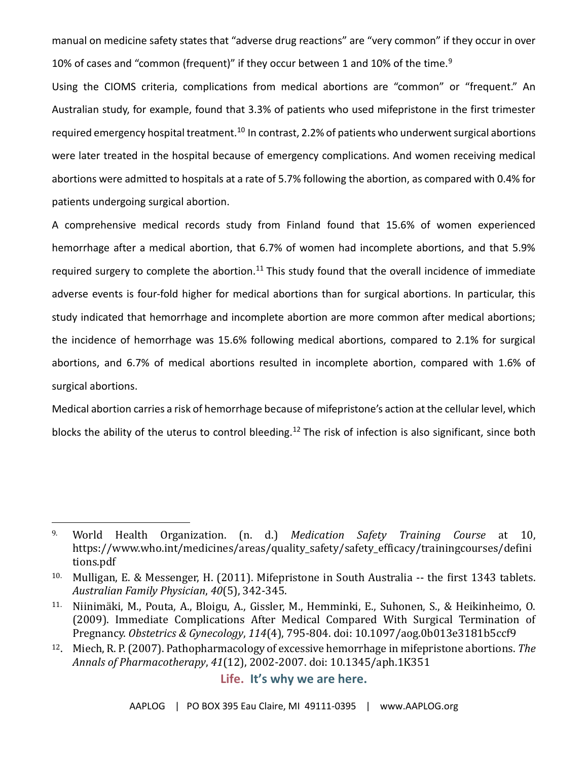manual on medicine safety states that "adverse drug reactions" are "very common" if they occur in over 10% of cases and "common (frequent)" if they occur between 1 and 10% of the time.[9]

Using the CIOMS criteria, complications from medical abortions are "common" or "frequent." An Australian study, for example, found that 3.3% of patients who used mifepristone in the first trimester required emergency hospital treatment.[10] In contrast, 2.2% of patients who underwent surgical abortions were later treated in the hospital because of emergency complications. And women receiving medical abortions were admitted to hospitals at a rate of 5.7% following the abortion, as compared with 0.4% for patients undergoing surgical abortion.

A comprehensive medical records study from Finland found that 15.6% of women experienced hemorrhage after a medical abortion, that 6.7% of women had incomplete abortions, and that 5.9% required surgery to complete the abortion.[11] This study found that the overall incidence of immediate adverse events is four-fold higher for medical abortions than for surgical abortions. In particular, this study indicated that hemorrhage and incomplete abortion are more common after medical abortions; the incidence of hemorrhage was 15.6% following medical abortions, compared to 2.1% for surgical abortions, and 6.7% of medical abortions resulted in incomplete abortion, compared with 1.6% of surgical abortions.

Medical abortion carries a risk of hemorrhage because of mifepristone's action at the cellular level, which blocks the ability of the uterus to control bleeding.[12] The risk of infection is also significant, since both

---

9. World Health Organization. (n. d.) *Medication Safety Training Course* at 10, https://www.who.int/medicines/areas/quality_safety/safety_efficacy/trainingcourses/definitions.pdf

10. Mulligan, E. & Messenger, H. (2011). Mifepristone in South Australia -- the first 1343 tablets. *Australian Family Physician*, *40*(5), 342-345.

11. Niinimäki, M., Pouta, A., Bloigu, A., Gissler, M., Hemminki, E., Suhonen, S., & Heikinheimo, O. (2009). Immediate Complications After Medical Compared With Surgical Termination of Pregnancy. *Obstetrics & Gynecology*, *114*(4), 795-804. doi: 10.1097/aog.0b013e3181b5ccf9

12. Miech, R. P. (2007). Pathopharmacology of excessive hemorrhage in mifepristone abortions. *The Annals of Pharmacotherapy*, *41*(12), 2002-2007. doi: 10.1345/aph.1K351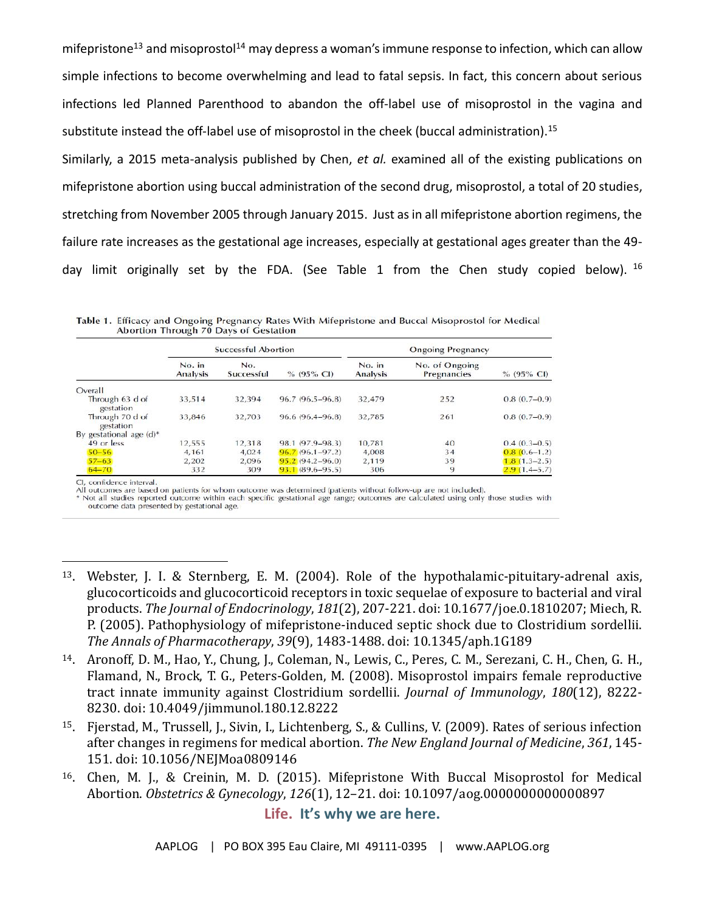mifepristone[13] and misoprostol[14] may depress a woman's immune response to infection, which can allow simple infections to become overwhelming and lead to fatal sepsis. In fact, this concern about serious infections led Planned Parenthood to abandon the off-label use of misoprostol in the vagina and substitute instead the off-label use of misoprostol in the cheek (buccal administration).[15]

Similarly, a 2015 meta-analysis published by Chen, *et al.* examined all of the existing publications on mifepristone abortion using buccal administration of the second drug, misoprostol, a total of 20 studies, stretching from November 2005 through January 2015. Just as in all mifepristone abortion regimens, the failure rate increases as the gestational age increases, especially at gestational ages greater than the 49-day limit originally set by the FDA. (See Table 1 from the Chen study copied below). [16]

**Table 1.** Efficacy and Ongoing Pregnancy Rates With Mifepristone and Buccal Misoprostol for Medical Abortion Through 70 Days of Gestation

| | Successful Abortion | | | Ongoing Pregnancy | | |
|---|---|---|---|---|---|---|
| | No. in Analysis | No. Successful | % (95% CI) | No. in Analysis | No. of Ongoing Pregnancies | % (95% CI) |
| Overall | | | | | | |
| Through 63 d of gestation | 33,514 | 32,394 | 96.7 (96.5–96.8) | 32,479 | 252 | 0.8 (0.7–0.9) |
| Through 70 d of gestation | 33,846 | 32,703 | 96.6 (96.4–96.8) | 32,785 | 261 | 0.8 (0.7–0.9) |
| By gestational age (d)* | | | | | | |
| 49 or less | 12,555 | 12,318 | 98.1 (97.9–98.3) | 10,781 | 40 | 0.4 (0.3–0.5) |
| 50–56 | 4,161 | 4,024 | 96.7 (96.1–97.2) | 4,008 | 34 | 0.8 (0.6–1.2) |
| 57–63 | 2,202 | 2,096 | 95.2 (94.2–96.0) | 2,119 | 39 | 1.8 (1.3–2.5) |
| 64–70 | 332 | 309 | 93.1 (89.6–95.5) | 306 | 9 | 2.9 (1.4–5.7) |

CI, confidence interval.
All outcomes are based on patients for whom outcome was determined (patients without follow-up are not included).
\* Not all studies reported outcome within each specific gestational age range; outcomes are calculated using only those studies with outcome data presented by gestational age.

---

13. Webster, J. I. & Sternberg, E. M. (2004). Role of the hypothalamic-pituitary-adrenal axis, glucocorticoids and glucocorticoid receptors in toxic sequelae of exposure to bacterial and viral products. *The Journal of Endocrinology*, *181*(2), 207-221. doi: 10.1677/joe.0.1810207; Miech, R. P. (2005). Pathophysiology of mifepristone-induced septic shock due to Clostridium sordellii. *The Annals of Pharmacotherapy*, *39*(9), 1483-1488. doi: 10.1345/aph.1G189
14. Aronoff, D. M., Hao, Y., Chung, J., Coleman, N., Lewis, C., Peres, C. M., Serezani, C. H., Chen, G. H., Flamand, N., Brock, T. G., Peters-Golden, M. (2008). Misoprostol impairs female reproductive tract innate immunity against Clostridium sordellii. *Journal of Immunology*, *180*(12), 8222-8230. doi: 10.4049/jimmunol.180.12.8222
15. Fjerstad, M., Trussell, J., Sivin, I., Lichtenberg, S., & Cullins, V. (2009). Rates of serious infection after changes in regimens for medical abortion. *The New England Journal of Medicine*, *361*, 145-151. doi: 10.1056/NEJMoa0809146
16. Chen, M. J., & Creinin, M. D. (2015). Mifepristone With Buccal Misoprostol for Medical Abortion. *Obstetrics & Gynecology*, *126*(1), 12–21. doi: 10.1097/aog.0000000000000897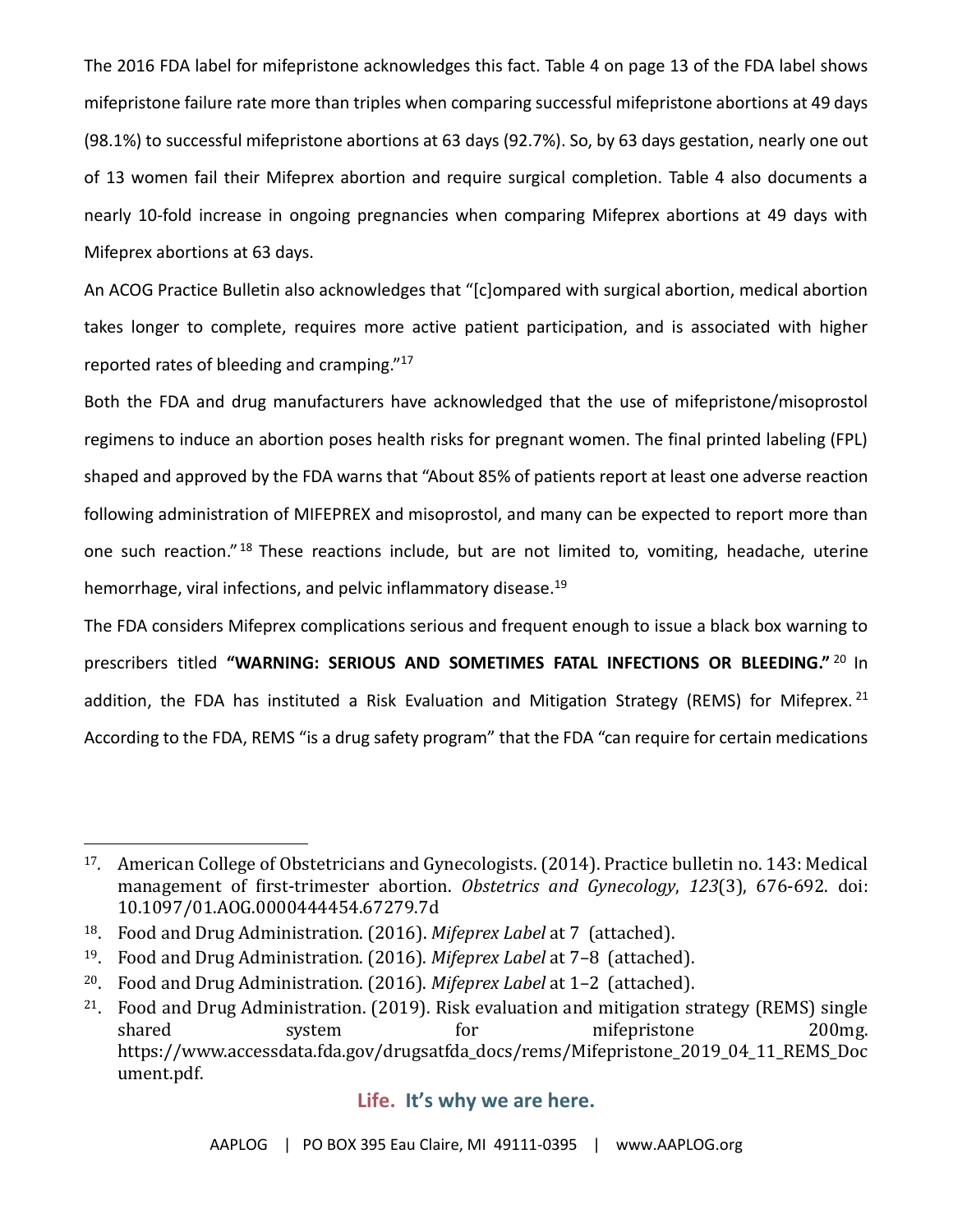The 2016 FDA label for mifepristone acknowledges this fact. Table 4 on page 13 of the FDA label shows mifepristone failure rate more than triples when comparing successful mifepristone abortions at 49 days (98.1%) to successful mifepristone abortions at 63 days (92.7%). So, by 63 days gestation, nearly one out of 13 women fail their Mifeprex abortion and require surgical completion. Table 4 also documents a nearly 10-fold increase in ongoing pregnancies when comparing Mifeprex abortions at 49 days with Mifeprex abortions at 63 days.

An ACOG Practice Bulletin also acknowledges that "[c]ompared with surgical abortion, medical abortion takes longer to complete, requires more active patient participation, and is associated with higher reported rates of bleeding and cramping."[17]

Both the FDA and drug manufacturers have acknowledged that the use of mifepristone/misoprostol regimens to induce an abortion poses health risks for pregnant women. The final printed labeling (FPL) shaped and approved by the FDA warns that "About 85% of patients report at least one adverse reaction following administration of MIFEPREX and misoprostol, and many can be expected to report more than one such reaction."[18] These reactions include, but are not limited to, vomiting, headache, uterine hemorrhage, viral infections, and pelvic inflammatory disease.[19]

The FDA considers Mifeprex complications serious and frequent enough to issue a black box warning to prescribers titled **"WARNING: SERIOUS AND SOMETIMES FATAL INFECTIONS OR BLEEDING."**[20] In addition, the FDA has instituted a Risk Evaluation and Mitigation Strategy (REMS) for Mifeprex.[21] According to the FDA, REMS "is a drug safety program" that the FDA "can require for certain medications

---

[17]. American College of Obstetricians and Gynecologists. (2014). Practice bulletin no. 143: Medical management of first-trimester abortion. *Obstetrics and Gynecology*, *123*(3), 676-692. doi: 10.1097/01.AOG.0000444454.67279.7d

[18]. Food and Drug Administration. (2016). *Mifeprex Label* at 7 (attached).

[19]. Food and Drug Administration. (2016). *Mifeprex Label* at 7–8 (attached).

[20]. Food and Drug Administration. (2016). *Mifeprex Label* at 1–2 (attached).

[21]. Food and Drug Administration. (2019). Risk evaluation and mitigation strategy (REMS) single shared system for mifepristone 200mg. https://www.accessdata.fda.gov/drugsatfda_docs/rems/Mifepristone_2019_04_11_REMS_Document.pdf.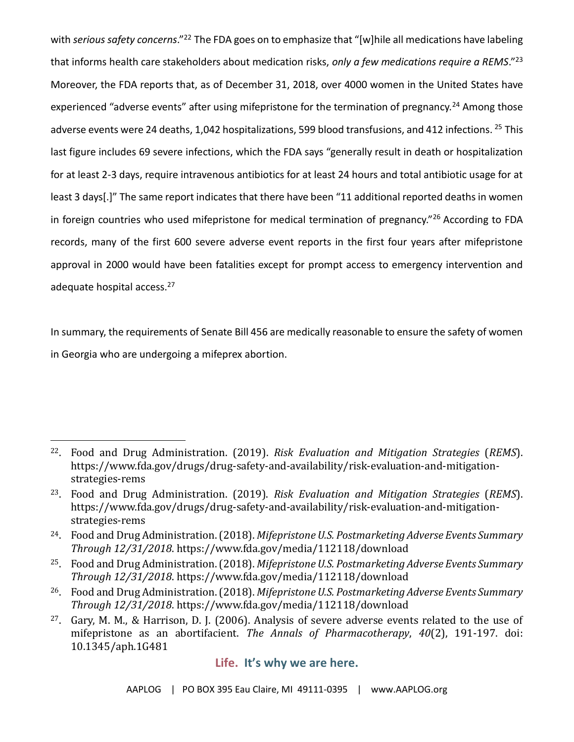with *serious safety concerns*."[22] The FDA goes on to emphasize that "[w]hile all medications have labeling that informs health care stakeholders about medication risks, *only a few medications require a REMS*."[23] Moreover, the FDA reports that, as of December 31, 2018, over 4000 women in the United States have experienced "adverse events" after using mifepristone for the termination of pregnancy.[24] Among those adverse events were 24 deaths, 1,042 hospitalizations, 599 blood transfusions, and 412 infections. [25] This last figure includes 69 severe infections, which the FDA says "generally result in death or hospitalization for at least 2-3 days, require intravenous antibiotics for at least 24 hours and total antibiotic usage for at least 3 days[.]" The same report indicates that there have been "11 additional reported deaths in women in foreign countries who used mifepristone for medical termination of pregnancy."[26] According to FDA records, many of the first 600 severe adverse event reports in the first four years after mifepristone approval in 2000 would have been fatalities except for prompt access to emergency intervention and adequate hospital access.[27]

In summary, the requirements of Senate Bill 456 are medically reasonable to ensure the safety of women in Georgia who are undergoing a mifeprex abortion.

---

22. Food and Drug Administration. (2019). *Risk Evaluation and Mitigation Strategies* (*REMS*). https://www.fda.gov/drugs/drug-safety-and-availability/risk-evaluation-and-mitigation-strategies-rems
23. Food and Drug Administration. (2019). *Risk Evaluation and Mitigation Strategies* (*REMS*). https://www.fda.gov/drugs/drug-safety-and-availability/risk-evaluation-and-mitigation-strategies-rems
24. Food and Drug Administration. (2018). *Mifepristone U.S. Postmarketing Adverse Events Summary Through 12/31/2018*. https://www.fda.gov/media/112118/download
25. Food and Drug Administration. (2018). *Mifepristone U.S. Postmarketing Adverse Events Summary Through 12/31/2018*. https://www.fda.gov/media/112118/download
26. Food and Drug Administration. (2018). *Mifepristone U.S. Postmarketing Adverse Events Summary Through 12/31/2018*. https://www.fda.gov/media/112118/download
27. Gary, M. M., & Harrison, D. J. (2006). Analysis of severe adverse events related to the use of mifepristone as an abortifacient. *The Annals of Pharmacotherapy*, *40*(2), 191-197. doi: 10.1345/aph.1G481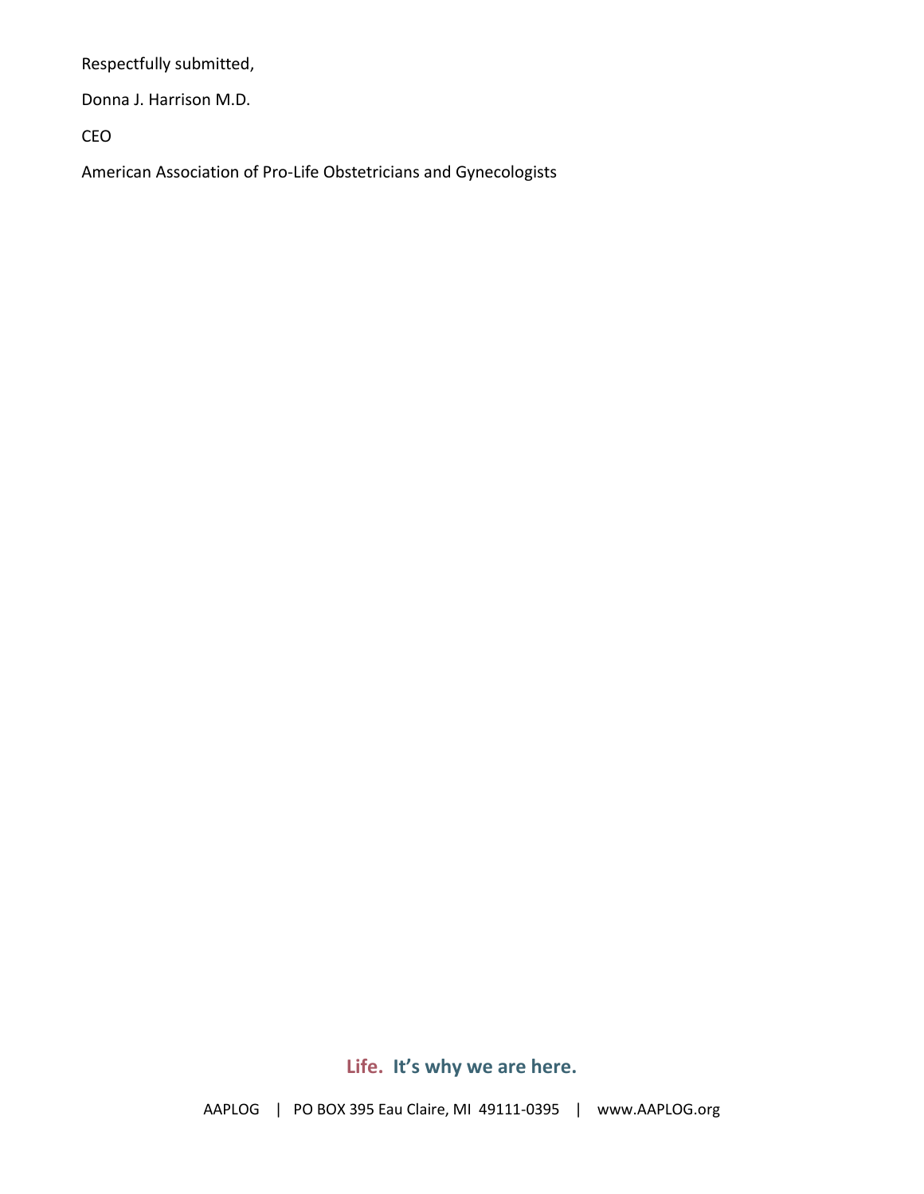Respectfully submitted,

Donna J. Harrison M.D.

CEO

American Association of Pro-Life Obstetricians and Gynecologists

**Life. It's why we are here.**

AAPLOG | PO BOX 395 Eau Claire, MI 49111-0395 | www.AAPLOG.org